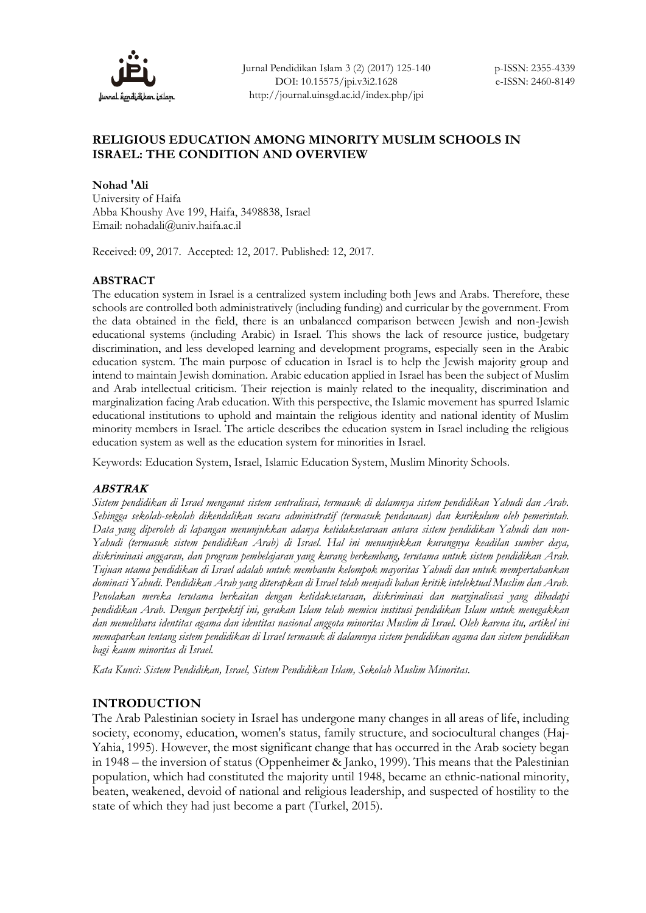# RELIGIOUS EDUCATION AMONG MINORITY MUSLIM SCHOOLS IN ISRAEL: THE CONDITION AND OVERVIEW

**Nohad 'Ali**
University of Haifa
Abba Khoushy Ave 199, Haifa, 3498838, Israel
Email: nohadali@univ.haifa.ac.il

Received: 09, 2017. Accepted: 12, 2017. Published: 12, 2017.

## ABSTRACT

The education system in Israel is a centralized system including both Jews and Arabs. Therefore, these schools are controlled both administratively (including funding) and curricular by the government. From the data obtained in the field, there is an unbalanced comparison between Jewish and non-Jewish educational systems (including Arabic) in Israel. This shows the lack of resource justice, budgetary discrimination, and less developed learning and development programs, especially seen in the Arabic education system. The main purpose of education in Israel is to help the Jewish majority group and intend to maintain Jewish domination. Arabic education applied in Israel has been the subject of Muslim and Arab intellectual criticism. Their rejection is mainly related to the inequality, discrimination and marginalization facing Arab education. With this perspective, the Islamic movement has spurred Islamic educational institutions to uphold and maintain the religious identity and national identity of Muslim minority members in Israel. The article describes the education system in Israel including the religious education system as well as the education system for minorities in Israel.

Keywords: Education System, Israel, Islamic Education System, Muslim Minority Schools.

## *ABSTRAK*

*Sistem pendidikan di Israel menganut sistem sentralisasi, termasuk di dalamnya sistem pendidikan Yahudi dan Arab. Sehingga sekolah-sekolah dikendalikan secara administratif (termasuk pendanaan) dan kurikulum oleh pemerintah. Data yang diperoleh di lapangan menunjukkan adanya ketidaksetaraan antara sistem pendidikan Yahudi dan non-Yahudi (termasuk sistem pendidikan Arab) di Israel. Hal ini menunjukkan kurangnya keadilan sumber daya, diskriminasi anggaran, dan program pembelajaran yang kurang berkembang, terutama untuk sistem pendidikan Arab. Tujuan utama pendidikan di Israel adalah untuk membantu kelompok mayoritas Yahudi dan untuk mempertahankan dominasi Yahudi. Pendidikan Arab yang diterapkan di Israel telah menjadi bahan kritik intelektual Muslim dan Arab. Penolakan mereka terutama berkaitan dengan ketidaksetaraan, diskriminasi dan marginalisasi yang dihadapi pendidikan Arab. Dengan perspektif ini, gerakan Islam telah memicu institusi pendidikan Islam untuk menegakkan dan memelihara identitas agama dan identitas nasional anggota minoritas Muslim di Israel. Oleh karena itu, artikel ini memaparkan tentang sistem pendidikan di Israel termasuk di dalamnya sistem pendidikan agama dan sistem pendidikan bagi kaum minoritas di Israel.*

*Kata Kunci: Sistem Pendidikan, Israel, Sistem Pendidikan Islam, Sekolah Muslim Minoritas.*

## INTRODUCTION

The Arab Palestinian society in Israel has undergone many changes in all areas of life, including society, economy, education, women's status, family structure, and sociocultural changes (Haj-Yahia, 1995). However, the most significant change that has occurred in the Arab society began in 1948 – the inversion of status (Oppenheimer & Janko, 1999). This means that the Palestinian population, which had constituted the majority until 1948, became an ethnic-national minority, beaten, weakened, devoid of national and religious leadership, and suspected of hostility to the state of which they had just become a part (Turkel, 2015).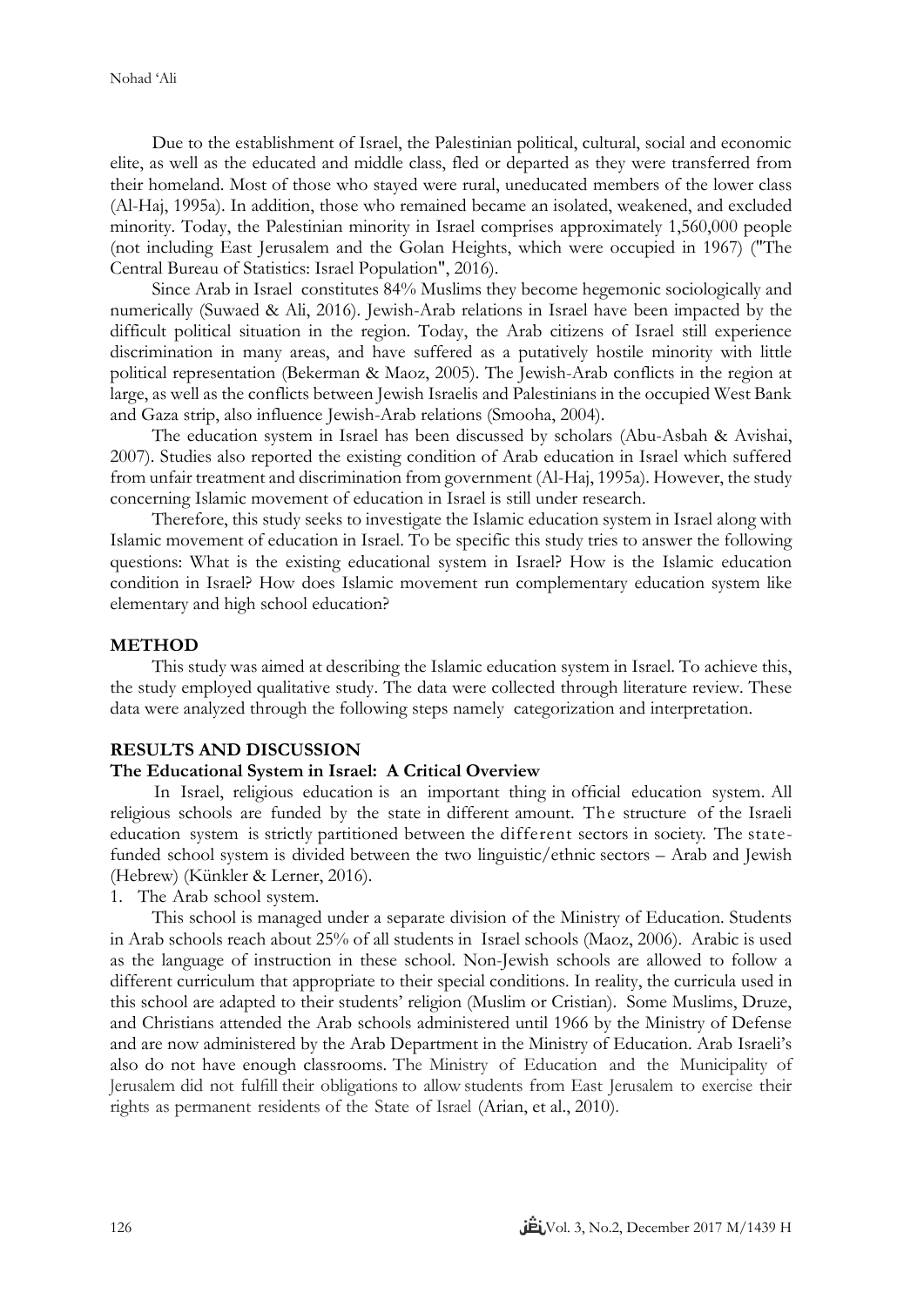Due to the establishment of Israel, the Palestinian political, cultural, social and economic elite, as well as the educated and middle class, fled or departed as they were transferred from their homeland. Most of those who stayed were rural, uneducated members of the lower class (Al-Haj, 1995a). In addition, those who remained became an isolated, weakened, and excluded minority. Today, the Palestinian minority in Israel comprises approximately 1,560,000 people (not including East Jerusalem and the Golan Heights, which were occupied in 1967) ("The Central Bureau of Statistics: Israel Population", 2016).

Since Arab in Israel constitutes 84% Muslims they become hegemonic sociologically and numerically (Suwaed & Ali, 2016). Jewish-Arab relations in Israel have been impacted by the difficult political situation in the region. Today, the Arab citizens of Israel still experience discrimination in many areas, and have suffered as a putatively hostile minority with little political representation (Bekerman & Maoz, 2005). The Jewish-Arab conflicts in the region at large, as well as the conflicts between Jewish Israelis and Palestinians in the occupied West Bank and Gaza strip, also influence Jewish-Arab relations (Smooha, 2004).

The education system in Israel has been discussed by scholars (Abu-Asbah & Avishai, 2007). Studies also reported the existing condition of Arab education in Israel which suffered from unfair treatment and discrimination from government (Al-Haj, 1995a). However, the study concerning Islamic movement of education in Israel is still under research.

Therefore, this study seeks to investigate the Islamic education system in Israel along with Islamic movement of education in Israel. To be specific this study tries to answer the following questions: What is the existing educational system in Israel? How is the Islamic education condition in Israel? How does Islamic movement run complementary education system like elementary and high school education?

## METHOD

This study was aimed at describing the Islamic education system in Israel. To achieve this, the study employed qualitative study. The data were collected through literature review. These data were analyzed through the following steps namely categorization and interpretation.

## RESULTS AND DISCUSSION

### The Educational System in Israel: A Critical Overview

In Israel, religious education is an important thing in official education system. All religious schools are funded by the state in different amount. The structure of the Israeli education system is strictly partitioned between the different sectors in society. The state-funded school system is divided between the two linguistic/ethnic sectors – Arab and Jewish (Hebrew) (Künkler & Lerner, 2016).

1. The Arab school system.

This school is managed under a separate division of the Ministry of Education. Students in Arab schools reach about 25% of all students in Israel schools (Maoz, 2006). Arabic is used as the language of instruction in these school. Non-Jewish schools are allowed to follow a different curriculum that appropriate to their special conditions. In reality, the curricula used in this school are adapted to their students' religion (Muslim or Cristian). Some Muslims, Druze, and Christians attended the Arab schools administered until 1966 by the Ministry of Defense and are now administered by the Arab Department in the Ministry of Education. Arab Israeli's also do not have enough classrooms. The Ministry of Education and the Municipality of Jerusalem did not fulfill their obligations to allow students from East Jerusalem to exercise their rights as permanent residents of the State of Israel (Arian, et al., 2010).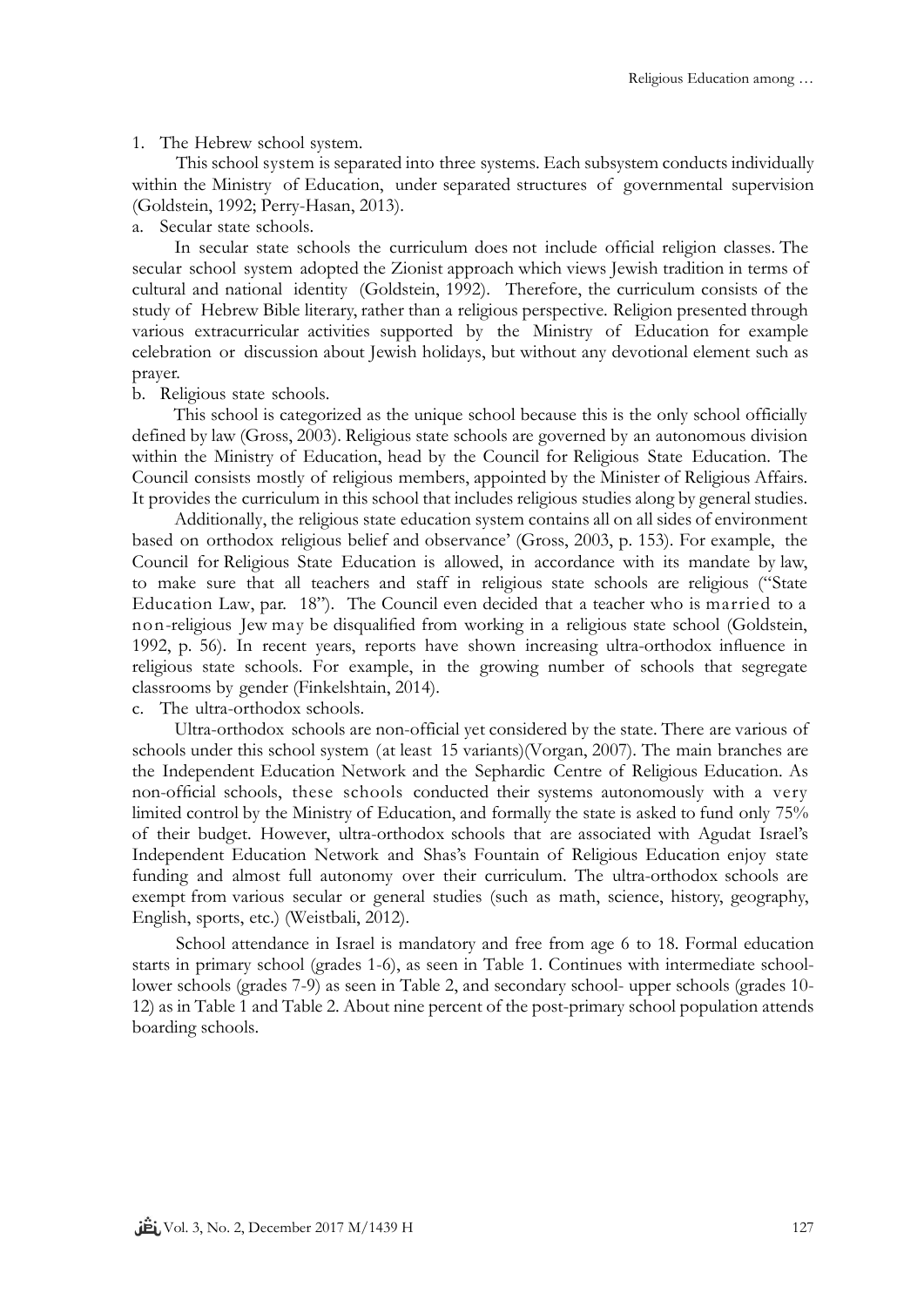1. The Hebrew school system.

This school system is separated into three systems. Each subsystem conducts individually within the Ministry of Education, under separated structures of governmental supervision (Goldstein, 1992; Perry-Hasan, 2013).

a. Secular state schools.

In secular state schools the curriculum does not include official religion classes. The secular school system adopted the Zionist approach which views Jewish tradition in terms of cultural and national identity (Goldstein, 1992). Therefore, the curriculum consists of the study of Hebrew Bible literary, rather than a religious perspective. Religion presented through various extracurricular activities supported by the Ministry of Education for example celebration or discussion about Jewish holidays, but without any devotional element such as prayer.

b. Religious state schools.

This school is categorized as the unique school because this is the only school officially defined by law (Gross, 2003). Religious state schools are governed by an autonomous division within the Ministry of Education, head by the Council for Religious State Education. The Council consists mostly of religious members, appointed by the Minister of Religious Affairs. It provides the curriculum in this school that includes religious studies along by general studies.

Additionally, the religious state education system contains all on all sides of environment based on orthodox religious belief and observance' (Gross, 2003, p. 153). For example, the Council for Religious State Education is allowed, in accordance with its mandate by law, to make sure that all teachers and staff in religious state schools are religious ("State Education Law, par. 18"). The Council even decided that a teacher who is married to a non-religious Jew may be disqualified from working in a religious state school (Goldstein, 1992, p. 56). In recent years, reports have shown increasing ultra-orthodox influence in religious state schools. For example, in the growing number of schools that segregate classrooms by gender (Finkelshtain, 2014).

c. The ultra-orthodox schools.

Ultra-orthodox schools are non-official yet considered by the state. There are various of schools under this school system (at least 15 variants)(Vorgan, 2007). The main branches are the Independent Education Network and the Sephardic Centre of Religious Education. As non-official schools, these schools conducted their systems autonomously with a very limited control by the Ministry of Education, and formally the state is asked to fund only 75% of their budget. However, ultra-orthodox schools that are associated with Agudat Israel's Independent Education Network and Shas's Fountain of Religious Education enjoy state funding and almost full autonomy over their curriculum. The ultra-orthodox schools are exempt from various secular or general studies (such as math, science, history, geography, English, sports, etc.) (Weistbali, 2012).

School attendance in Israel is mandatory and free from age 6 to 18. Formal education starts in primary school (grades 1-6), as seen in Table 1. Continues with intermediate school-lower schools (grades 7-9) as seen in Table 2, and secondary school- upper schools (grades 10-12) as in Table 1 and Table 2. About nine percent of the post-primary school population attends boarding schools.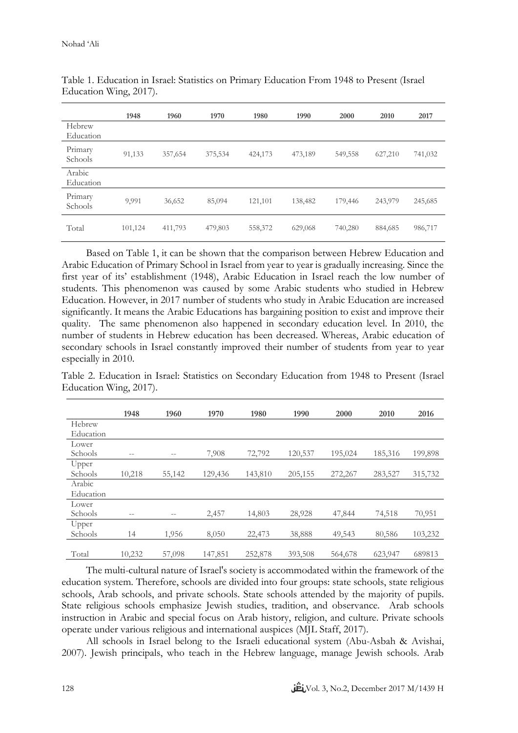Table 1. Education in Israel: Statistics on Primary Education From 1948 to Present (Israel Education Wing, 2017).

| | 1948 | 1960 | 1970 | 1980 | 1990 | 2000 | 2010 | 2017 |
|---|---|---|---|---|---|---|---|---|
| Hebrew Education | | | | | | | | |
| Primary Schools | 91,133 | 357,654 | 375,534 | 424,173 | 473,189 | 549,558 | 627,210 | 741,032 |
| Arabic Education | | | | | | | | |
| Primary Schools | 9,991 | 36,652 | 85,094 | 121,101 | 138,482 | 179,446 | 243,979 | 245,685 |
| Total | 101,124 | 411,793 | 479,803 | 558,372 | 629,068 | 740,280 | 884,685 | 986,717 |

Based on Table 1, it can be shown that the comparison between Hebrew Education and Arabic Education of Primary School in Israel from year to year is gradually increasing. Since the first year of its' establishment (1948), Arabic Education in Israel reach the low number of students. This phenomenon was caused by some Arabic students who studied in Hebrew Education. However, in 2017 number of students who study in Arabic Education are increased significantly. It means the Arabic Educations has bargaining position to exist and improve their quality. The same phenomenon also happened in secondary education level. In 2010, the number of students in Hebrew education has been decreased. Whereas, Arabic education of secondary schools in Israel constantly improved their number of students from year to year especially in 2010.

Table 2. Education in Israel: Statistics on Secondary Education from 1948 to Present (Israel Education Wing, 2017).

| | 1948 | 1960 | 1970 | 1980 | 1990 | 2000 | 2010 | 2016 |
|---|---|---|---|---|---|---|---|---|
| Hebrew Education | | | | | | | | |
| Lower Schools | -- | -- | 7,908 | 72,792 | 120,537 | 195,024 | 185,316 | 199,898 |
| Upper Schools | 10,218 | 55,142 | 129,436 | 143,810 | 205,155 | 272,267 | 283,527 | 315,732 |
| Arabic Education | | | | | | | | |
| Lower Schools | -- | -- | 2,457 | 14,803 | 28,928 | 47,844 | 74,518 | 70,951 |
| Upper Schools | 14 | 1,956 | 8,050 | 22,473 | 38,888 | 49,543 | 80,586 | 103,232 |
| Total | 10,232 | 57,098 | 147,851 | 252,878 | 393,508 | 564,678 | 623,947 | 689813 |

The multi-cultural nature of Israel's society is accommodated within the framework of the education system. Therefore, schools are divided into four groups: state schools, state religious schools, Arab schools, and private schools. State schools attended by the majority of pupils. State religious schools emphasize Jewish studies, tradition, and observance. Arab schools instruction in Arabic and special focus on Arab history, religion, and culture. Private schools operate under various religious and international auspices (MJL Staff, 2017).

All schools in Israel belong to the Israeli educational system (Abu-Asbah & Avishai, 2007). Jewish principals, who teach in the Hebrew language, manage Jewish schools. Arab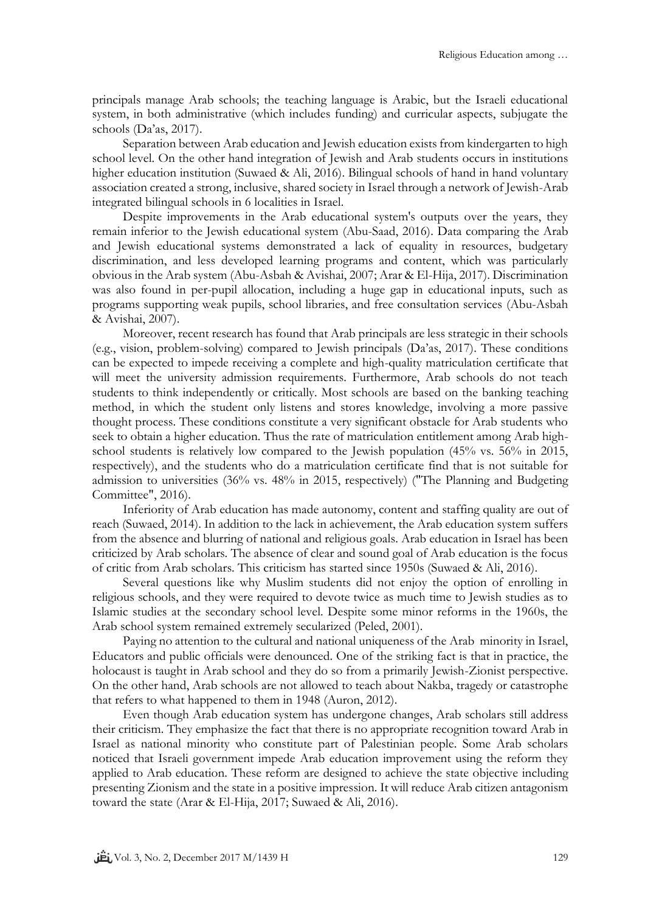principals manage Arab schools; the teaching language is Arabic, but the Israeli educational system, in both administrative (which includes funding) and curricular aspects, subjugate the schools (Da'as, 2017).

Separation between Arab education and Jewish education exists from kindergarten to high school level. On the other hand integration of Jewish and Arab students occurs in institutions higher education institution (Suwaed & Ali, 2016). Bilingual schools of hand in hand voluntary association created a strong, inclusive, shared society in Israel through a network of Jewish-Arab integrated bilingual schools in 6 localities in Israel.

Despite improvements in the Arab educational system's outputs over the years, they remain inferior to the Jewish educational system (Abu-Saad, 2016). Data comparing the Arab and Jewish educational systems demonstrated a lack of equality in resources, budgetary discrimination, and less developed learning programs and content, which was particularly obvious in the Arab system (Abu-Asbah & Avishai, 2007; Arar & El-Hija, 2017). Discrimination was also found in per-pupil allocation, including a huge gap in educational inputs, such as programs supporting weak pupils, school libraries, and free consultation services (Abu-Asbah & Avishai, 2007).

Moreover, recent research has found that Arab principals are less strategic in their schools (e.g., vision, problem-solving) compared to Jewish principals (Da'as, 2017). These conditions can be expected to impede receiving a complete and high-quality matriculation certificate that will meet the university admission requirements. Furthermore, Arab schools do not teach students to think independently or critically. Most schools are based on the banking teaching method, in which the student only listens and stores knowledge, involving a more passive thought process. These conditions constitute a very significant obstacle for Arab students who seek to obtain a higher education. Thus the rate of matriculation entitlement among Arab high-school students is relatively low compared to the Jewish population (45% vs. 56% in 2015, respectively), and the students who do a matriculation certificate find that is not suitable for admission to universities (36% vs. 48% in 2015, respectively) ("The Planning and Budgeting Committee", 2016).

Inferiority of Arab education has made autonomy, content and staffing quality are out of reach (Suwaed, 2014). In addition to the lack in achievement, the Arab education system suffers from the absence and blurring of national and religious goals. Arab education in Israel has been criticized by Arab scholars. The absence of clear and sound goal of Arab education is the focus of critic from Arab scholars. This criticism has started since 1950s (Suwaed & Ali, 2016).

Several questions like why Muslim students did not enjoy the option of enrolling in religious schools, and they were required to devote twice as much time to Jewish studies as to Islamic studies at the secondary school level. Despite some minor reforms in the 1960s, the Arab school system remained extremely secularized (Peled, 2001).

Paying no attention to the cultural and national uniqueness of the Arab minority in Israel, Educators and public officials were denounced. One of the striking fact is that in practice, the holocaust is taught in Arab school and they do so from a primarily Jewish-Zionist perspective. On the other hand, Arab schools are not allowed to teach about Nakba, tragedy or catastrophe that refers to what happened to them in 1948 (Auron, 2012).

Even though Arab education system has undergone changes, Arab scholars still address their criticism. They emphasize the fact that there is no appropriate recognition toward Arab in Israel as national minority who constitute part of Palestinian people. Some Arab scholars noticed that Israeli government impede Arab education improvement using the reform they applied to Arab education. These reform are designed to achieve the state objective including presenting Zionism and the state in a positive impression. It will reduce Arab citizen antagonism toward the state (Arar & El-Hija, 2017; Suwaed & Ali, 2016).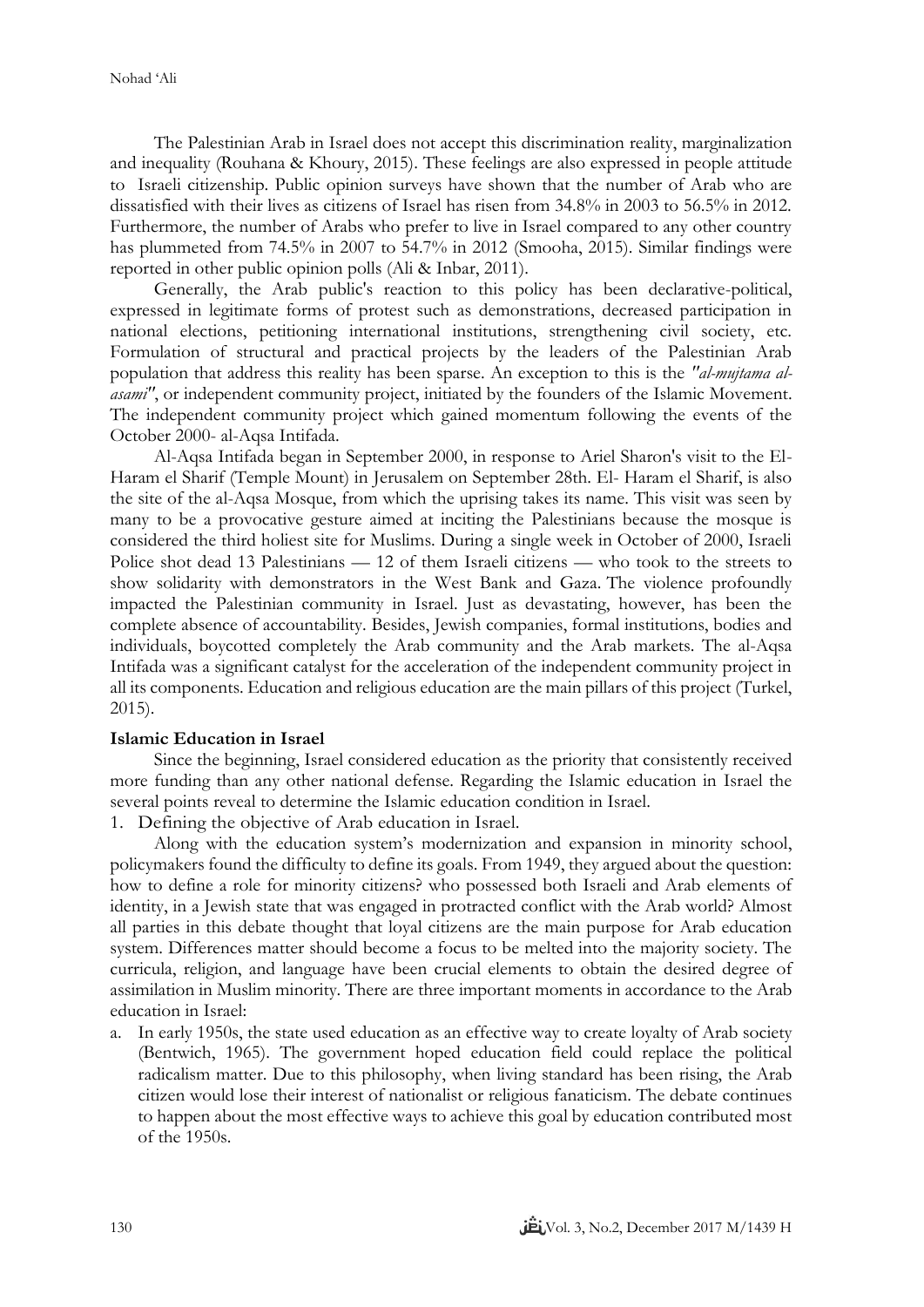The Palestinian Arab in Israel does not accept this discrimination reality, marginalization and inequality (Rouhana & Khoury, 2015). These feelings are also expressed in people attitude to Israeli citizenship. Public opinion surveys have shown that the number of Arab who are dissatisfied with their lives as citizens of Israel has risen from 34.8% in 2003 to 56.5% in 2012. Furthermore, the number of Arabs who prefer to live in Israel compared to any other country has plummeted from 74.5% in 2007 to 54.7% in 2012 (Smooha, 2015). Similar findings were reported in other public opinion polls (Ali & Inbar, 2011).

Generally, the Arab public's reaction to this policy has been declarative-political, expressed in legitimate forms of protest such as demonstrations, decreased participation in national elections, petitioning international institutions, strengthening civil society, etc. Formulation of structural and practical projects by the leaders of the Palestinian Arab population that address this reality has been sparse. An exception to this is the *"al-mujtama al-asami"*, or independent community project, initiated by the founders of the Islamic Movement. The independent community project which gained momentum following the events of the October 2000- al-Aqsa Intifada.

Al-Aqsa Intifada began in September 2000, in response to Ariel Sharon's visit to the El-Haram el Sharif (Temple Mount) in Jerusalem on September 28th. El- Haram el Sharif, is also the site of the al-Aqsa Mosque, from which the uprising takes its name. This visit was seen by many to be a provocative gesture aimed at inciting the Palestinians because the mosque is considered the third holiest site for Muslims. During a single week in October of 2000, Israeli Police shot dead 13 Palestinians — 12 of them Israeli citizens — who took to the streets to show solidarity with demonstrators in the West Bank and Gaza. The violence profoundly impacted the Palestinian community in Israel. Just as devastating, however, has been the complete absence of accountability. Besides, Jewish companies, formal institutions, bodies and individuals, boycotted completely the Arab community and the Arab markets. The al-Aqsa Intifada was a significant catalyst for the acceleration of the independent community project in all its components. Education and religious education are the main pillars of this project (Turkel, 2015).

**Islamic Education in Israel**

Since the beginning, Israel considered education as the priority that consistently received more funding than any other national defense. Regarding the Islamic education in Israel the several points reveal to determine the Islamic education condition in Israel.

1. Defining the objective of Arab education in Israel.

Along with the education system's modernization and expansion in minority school, policymakers found the difficulty to define its goals. From 1949, they argued about the question: how to define a role for minority citizens? who possessed both Israeli and Arab elements of identity, in a Jewish state that was engaged in protracted conflict with the Arab world? Almost all parties in this debate thought that loyal citizens are the main purpose for Arab education system. Differences matter should become a focus to be melted into the majority society. The curricula, religion, and language have been crucial elements to obtain the desired degree of assimilation in Muslim minority. There are three important moments in accordance to the Arab education in Israel:

a. In early 1950s, the state used education as an effective way to create loyalty of Arab society (Bentwich, 1965). The government hoped education field could replace the political radicalism matter. Due to this philosophy, when living standard has been rising, the Arab citizen would lose their interest of nationalist or religious fanaticism. The debate continues to happen about the most effective ways to achieve this goal by education contributed most of the 1950s.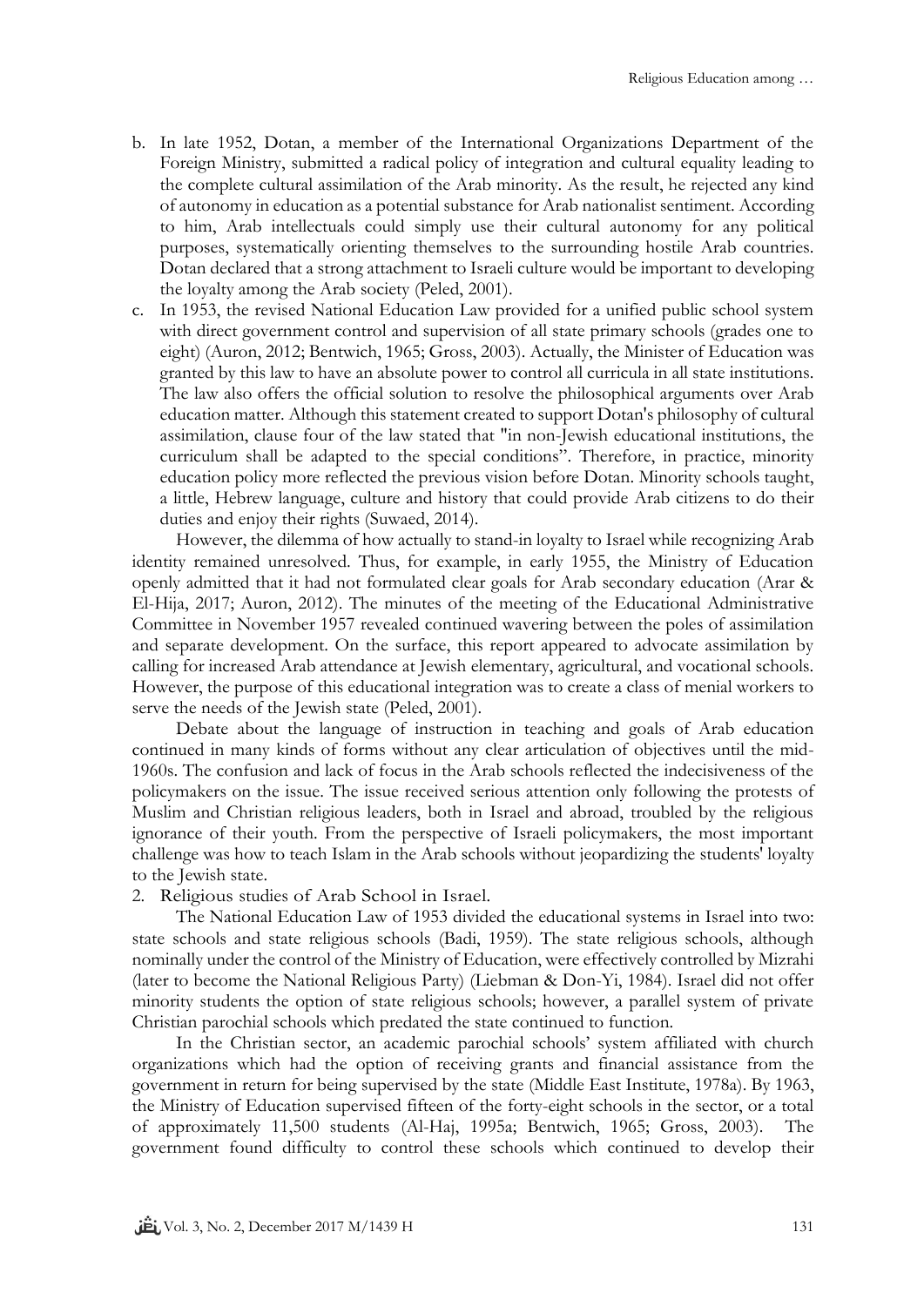b. In late 1952, Dotan, a member of the International Organizations Department of the Foreign Ministry, submitted a radical policy of integration and cultural equality leading to the complete cultural assimilation of the Arab minority. As the result, he rejected any kind of autonomy in education as a potential substance for Arab nationalist sentiment. According to him, Arab intellectuals could simply use their cultural autonomy for any political purposes, systematically orienting themselves to the surrounding hostile Arab countries. Dotan declared that a strong attachment to Israeli culture would be important to developing the loyalty among the Arab society (Peled, 2001).

c. In 1953, the revised National Education Law provided for a unified public school system with direct government control and supervision of all state primary schools (grades one to eight) (Auron, 2012; Bentwich, 1965; Gross, 2003). Actually, the Minister of Education was granted by this law to have an absolute power to control all curricula in all state institutions. The law also offers the official solution to resolve the philosophical arguments over Arab education matter. Although this statement created to support Dotan's philosophy of cultural assimilation, clause four of the law stated that "in non-Jewish educational institutions, the curriculum shall be adapted to the special conditions". Therefore, in practice, minority education policy more reflected the previous vision before Dotan. Minority schools taught, a little, Hebrew language, culture and history that could provide Arab citizens to do their duties and enjoy their rights (Suwaed, 2014).

However, the dilemma of how actually to stand-in loyalty to Israel while recognizing Arab identity remained unresolved. Thus, for example, in early 1955, the Ministry of Education openly admitted that it had not formulated clear goals for Arab secondary education (Arar & El-Hija, 2017; Auron, 2012). The minutes of the meeting of the Educational Administrative Committee in November 1957 revealed continued wavering between the poles of assimilation and separate development. On the surface, this report appeared to advocate assimilation by calling for increased Arab attendance at Jewish elementary, agricultural, and vocational schools. However, the purpose of this educational integration was to create a class of menial workers to serve the needs of the Jewish state (Peled, 2001).

Debate about the language of instruction in teaching and goals of Arab education continued in many kinds of forms without any clear articulation of objectives until the mid-1960s. The confusion and lack of focus in the Arab schools reflected the indecisiveness of the policymakers on the issue. The issue received serious attention only following the protests of Muslim and Christian religious leaders, both in Israel and abroad, troubled by the religious ignorance of their youth. From the perspective of Israeli policymakers, the most important challenge was how to teach Islam in the Arab schools without jeopardizing the students' loyalty to the Jewish state.

2. Religious studies of Arab School in Israel.

The National Education Law of 1953 divided the educational systems in Israel into two: state schools and state religious schools (Badi, 1959). The state religious schools, although nominally under the control of the Ministry of Education, were effectively controlled by Mizrahi (later to become the National Religious Party) (Liebman & Don-Yi, 1984). Israel did not offer minority students the option of state religious schools; however, a parallel system of private Christian parochial schools which predated the state continued to function.

In the Christian sector, an academic parochial schools' system affiliated with church organizations which had the option of receiving grants and financial assistance from the government in return for being supervised by the state (Middle East Institute, 1978a). By 1963, the Ministry of Education supervised fifteen of the forty-eight schools in the sector, or a total of approximately 11,500 students (Al-Haj, 1995a; Bentwich, 1965; Gross, 2003). The government found difficulty to control these schools which continued to develop their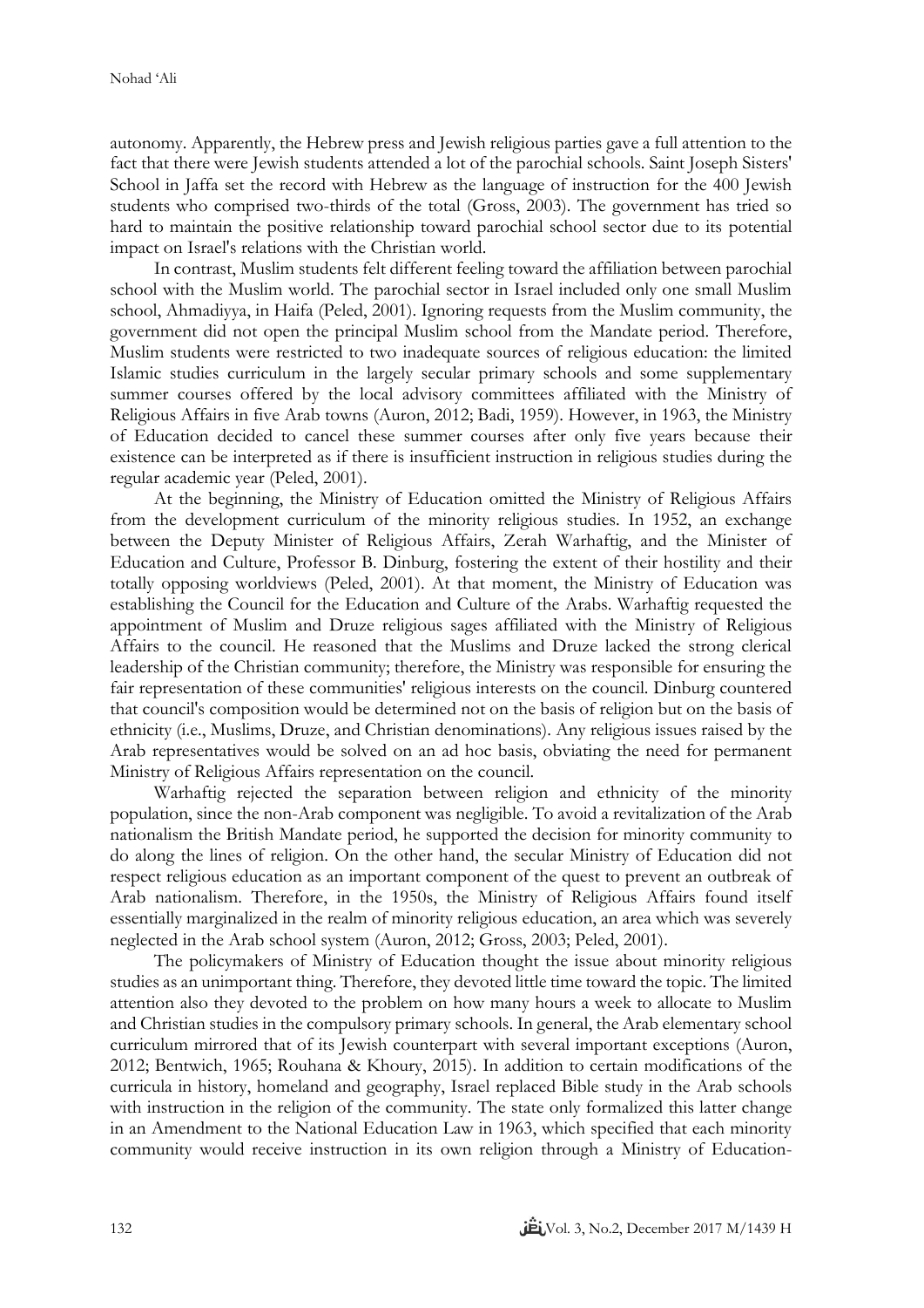autonomy. Apparently, the Hebrew press and Jewish religious parties gave a full attention to the fact that there were Jewish students attended a lot of the parochial schools. Saint Joseph Sisters' School in Jaffa set the record with Hebrew as the language of instruction for the 400 Jewish students who comprised two-thirds of the total (Gross, 2003). The government has tried so hard to maintain the positive relationship toward parochial school sector due to its potential impact on Israel's relations with the Christian world.

In contrast, Muslim students felt different feeling toward the affiliation between parochial school with the Muslim world. The parochial sector in Israel included only one small Muslim school, Ahmadiyya, in Haifa (Peled, 2001). Ignoring requests from the Muslim community, the government did not open the principal Muslim school from the Mandate period. Therefore, Muslim students were restricted to two inadequate sources of religious education: the limited Islamic studies curriculum in the largely secular primary schools and some supplementary summer courses offered by the local advisory committees affiliated with the Ministry of Religious Affairs in five Arab towns (Auron, 2012; Badi, 1959). However, in 1963, the Ministry of Education decided to cancel these summer courses after only five years because their existence can be interpreted as if there is insufficient instruction in religious studies during the regular academic year (Peled, 2001).

At the beginning, the Ministry of Education omitted the Ministry of Religious Affairs from the development curriculum of the minority religious studies. In 1952, an exchange between the Deputy Minister of Religious Affairs, Zerah Warhaftig, and the Minister of Education and Culture, Professor B. Dinburg, fostering the extent of their hostility and their totally opposing worldviews (Peled, 2001). At that moment, the Ministry of Education was establishing the Council for the Education and Culture of the Arabs. Warhaftig requested the appointment of Muslim and Druze religious sages affiliated with the Ministry of Religious Affairs to the council. He reasoned that the Muslims and Druze lacked the strong clerical leadership of the Christian community; therefore, the Ministry was responsible for ensuring the fair representation of these communities' religious interests on the council. Dinburg countered that council's composition would be determined not on the basis of religion but on the basis of ethnicity (i.e., Muslims, Druze, and Christian denominations). Any religious issues raised by the Arab representatives would be solved on an ad hoc basis, obviating the need for permanent Ministry of Religious Affairs representation on the council.

Warhaftig rejected the separation between religion and ethnicity of the minority population, since the non-Arab component was negligible. To avoid a revitalization of the Arab nationalism the British Mandate period, he supported the decision for minority community to do along the lines of religion. On the other hand, the secular Ministry of Education did not respect religious education as an important component of the quest to prevent an outbreak of Arab nationalism. Therefore, in the 1950s, the Ministry of Religious Affairs found itself essentially marginalized in the realm of minority religious education, an area which was severely neglected in the Arab school system (Auron, 2012; Gross, 2003; Peled, 2001).

The policymakers of Ministry of Education thought the issue about minority religious studies as an unimportant thing. Therefore, they devoted little time toward the topic. The limited attention also they devoted to the problem on how many hours a week to allocate to Muslim and Christian studies in the compulsory primary schools. In general, the Arab elementary school curriculum mirrored that of its Jewish counterpart with several important exceptions (Auron, 2012; Bentwich, 1965; Rouhana & Khoury, 2015). In addition to certain modifications of the curricula in history, homeland and geography, Israel replaced Bible study in the Arab schools with instruction in the religion of the community. The state only formalized this latter change in an Amendment to the National Education Law in 1963, which specified that each minority community would receive instruction in its own religion through a Ministry of Education-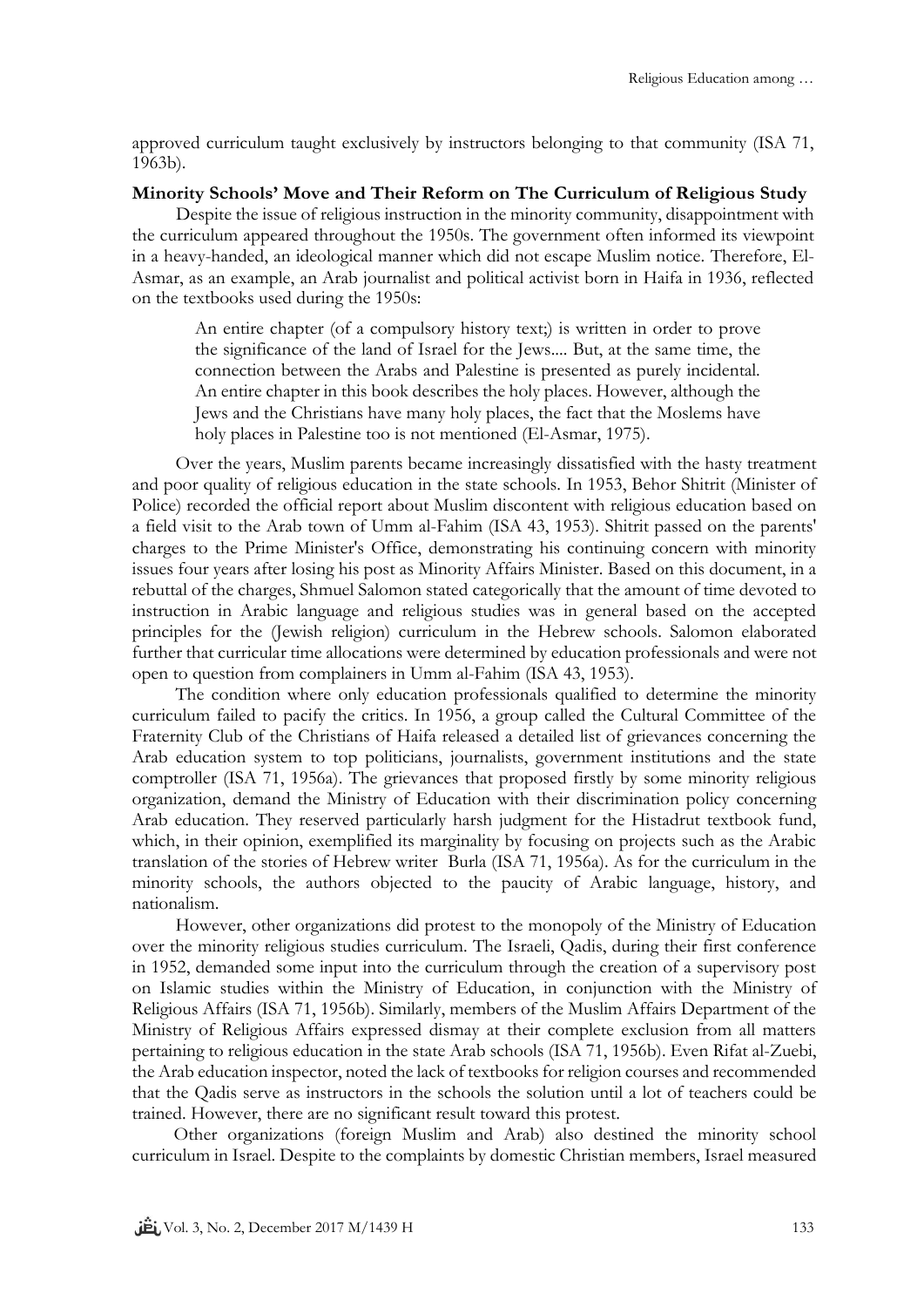approved curriculum taught exclusively by instructors belonging to that community (ISA 71, 1963b).

**Minority Schools' Move and Their Reform on The Curriculum of Religious Study**

Despite the issue of religious instruction in the minority community, disappointment with the curriculum appeared throughout the 1950s. The government often informed its viewpoint in a heavy-handed, an ideological manner which did not escape Muslim notice. Therefore, El-Asmar, as an example, an Arab journalist and political activist born in Haifa in 1936, reflected on the textbooks used during the 1950s:

> An entire chapter (of a compulsory history text;) is written in order to prove the significance of the land of Israel for the Jews.... But, at the same time, the connection between the Arabs and Palestine is presented as purely incidental. An entire chapter in this book describes the holy places. However, although the Jews and the Christians have many holy places, the fact that the Moslems have holy places in Palestine too is not mentioned (El-Asmar, 1975).

Over the years, Muslim parents became increasingly dissatisfied with the hasty treatment and poor quality of religious education in the state schools. In 1953, Behor Shitrit (Minister of Police) recorded the official report about Muslim discontent with religious education based on a field visit to the Arab town of Umm al-Fahim (ISA 43, 1953). Shitrit passed on the parents' charges to the Prime Minister's Office, demonstrating his continuing concern with minority issues four years after losing his post as Minority Affairs Minister. Based on this document, in a rebuttal of the charges, Shmuel Salomon stated categorically that the amount of time devoted to instruction in Arabic language and religious studies was in general based on the accepted principles for the (Jewish religion) curriculum in the Hebrew schools. Salomon elaborated further that curricular time allocations were determined by education professionals and were not open to question from complainers in Umm al-Fahim (ISA 43, 1953).

The condition where only education professionals qualified to determine the minority curriculum failed to pacify the critics. In 1956, a group called the Cultural Committee of the Fraternity Club of the Christians of Haifa released a detailed list of grievances concerning the Arab education system to top politicians, journalists, government institutions and the state comptroller (ISA 71, 1956a). The grievances that proposed firstly by some minority religious organization, demand the Ministry of Education with their discrimination policy concerning Arab education. They reserved particularly harsh judgment for the Histadrut textbook fund, which, in their opinion, exemplified its marginality by focusing on projects such as the Arabic translation of the stories of Hebrew writer Burla (ISA 71, 1956a). As for the curriculum in the minority schools, the authors objected to the paucity of Arabic language, history, and nationalism.

However, other organizations did protest to the monopoly of the Ministry of Education over the minority religious studies curriculum. The Israeli, Qadis, during their first conference in 1952, demanded some input into the curriculum through the creation of a supervisory post on Islamic studies within the Ministry of Education, in conjunction with the Ministry of Religious Affairs (ISA 71, 1956b). Similarly, members of the Muslim Affairs Department of the Ministry of Religious Affairs expressed dismay at their complete exclusion from all matters pertaining to religious education in the state Arab schools (ISA 71, 1956b). Even Rifat al-Zuebi, the Arab education inspector, noted the lack of textbooks for religion courses and recommended that the Qadis serve as instructors in the schools the solution until a lot of teachers could be trained. However, there are no significant result toward this protest.

Other organizations (foreign Muslim and Arab) also destined the minority school curriculum in Israel. Despite to the complaints by domestic Christian members, Israel measured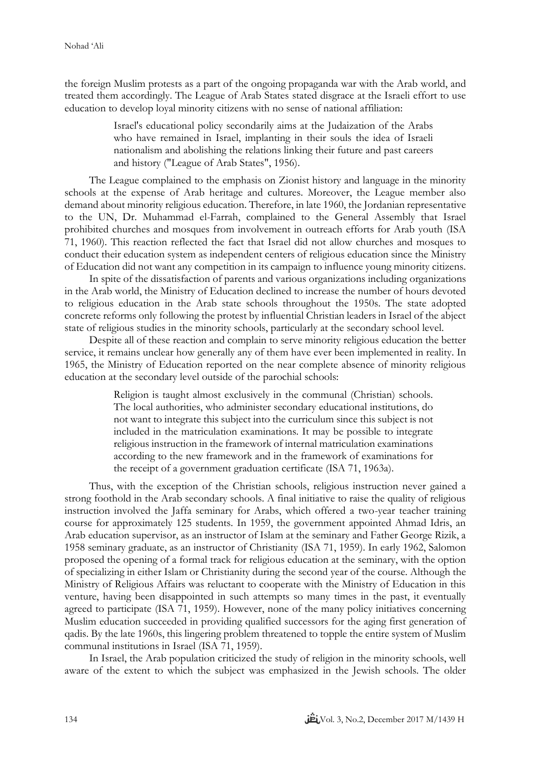the foreign Muslim protests as a part of the ongoing propaganda war with the Arab world, and treated them accordingly. The League of Arab States stated disgrace at the Israeli effort to use education to develop loyal minority citizens with no sense of national affiliation:

> Israel's educational policy secondarily aims at the Judaization of the Arabs who have remained in Israel, implanting in their souls the idea of Israeli nationalism and abolishing the relations linking their future and past careers and history ("League of Arab States", 1956).

The League complained to the emphasis on Zionist history and language in the minority schools at the expense of Arab heritage and cultures. Moreover, the League member also demand about minority religious education. Therefore, in late 1960, the Jordanian representative to the UN, Dr. Muhammad el-Farrah, complained to the General Assembly that Israel prohibited churches and mosques from involvement in outreach efforts for Arab youth (ISA 71, 1960). This reaction reflected the fact that Israel did not allow churches and mosques to conduct their education system as independent centers of religious education since the Ministry of Education did not want any competition in its campaign to influence young minority citizens.

In spite of the dissatisfaction of parents and various organizations including organizations in the Arab world, the Ministry of Education declined to increase the number of hours devoted to religious education in the Arab state schools throughout the 1950s. The state adopted concrete reforms only following the protest by influential Christian leaders in Israel of the abject state of religious studies in the minority schools, particularly at the secondary school level.

Despite all of these reaction and complain to serve minority religious education the better service, it remains unclear how generally any of them have ever been implemented in reality. In 1965, the Ministry of Education reported on the near complete absence of minority religious education at the secondary level outside of the parochial schools:

> Religion is taught almost exclusively in the communal (Christian) schools. The local authorities, who administer secondary educational institutions, do not want to integrate this subject into the curriculum since this subject is not included in the matriculation examinations. It may be possible to integrate religious instruction in the framework of internal matriculation examinations according to the new framework and in the framework of examinations for the receipt of a government graduation certificate (ISA 71, 1963a).

Thus, with the exception of the Christian schools, religious instruction never gained a strong foothold in the Arab secondary schools. A final initiative to raise the quality of religious instruction involved the Jaffa seminary for Arabs, which offered a two-year teacher training course for approximately 125 students. In 1959, the government appointed Ahmad Idris, an Arab education supervisor, as an instructor of Islam at the seminary and Father George Rizik, a 1958 seminary graduate, as an instructor of Christianity (ISA 71, 1959). In early 1962, Salomon proposed the opening of a formal track for religious education at the seminary, with the option of specializing in either Islam or Christianity during the second year of the course. Although the Ministry of Religious Affairs was reluctant to cooperate with the Ministry of Education in this venture, having been disappointed in such attempts so many times in the past, it eventually agreed to participate (ISA 71, 1959). However, none of the many policy initiatives concerning Muslim education succeeded in providing qualified successors for the aging first generation of qadis. By the late 1960s, this lingering problem threatened to topple the entire system of Muslim communal institutions in Israel (ISA 71, 1959).

In Israel, the Arab population criticized the study of religion in the minority schools, well aware of the extent to which the subject was emphasized in the Jewish schools. The older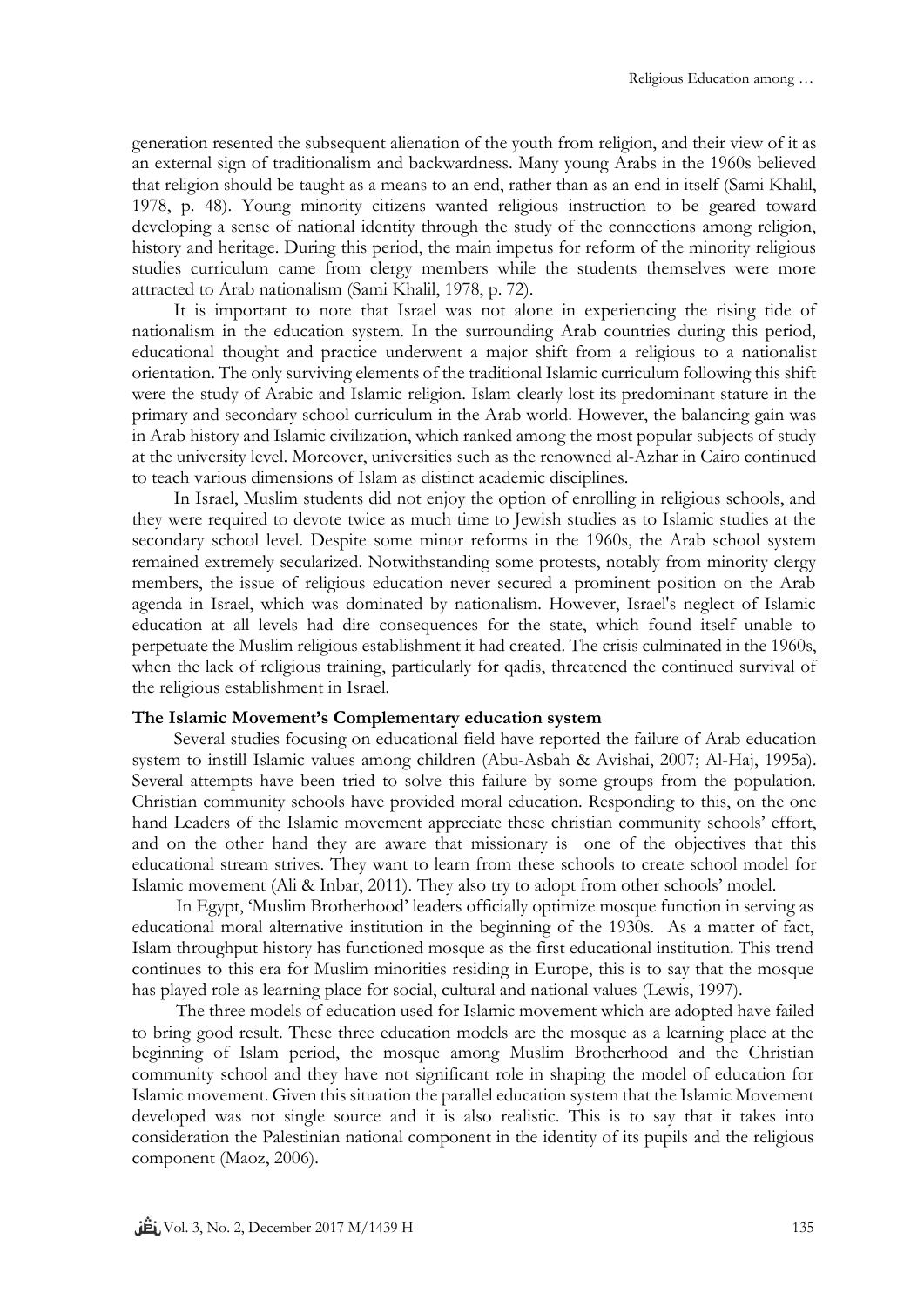generation resented the subsequent alienation of the youth from religion, and their view of it as an external sign of traditionalism and backwardness. Many young Arabs in the 1960s believed that religion should be taught as a means to an end, rather than as an end in itself (Sami Khalil, 1978, p. 48). Young minority citizens wanted religious instruction to be geared toward developing a sense of national identity through the study of the connections among religion, history and heritage. During this period, the main impetus for reform of the minority religious studies curriculum came from clergy members while the students themselves were more attracted to Arab nationalism (Sami Khalil, 1978, p. 72).

It is important to note that Israel was not alone in experiencing the rising tide of nationalism in the education system. In the surrounding Arab countries during this period, educational thought and practice underwent a major shift from a religious to a nationalist orientation. The only surviving elements of the traditional Islamic curriculum following this shift were the study of Arabic and Islamic religion. Islam clearly lost its predominant stature in the primary and secondary school curriculum in the Arab world. However, the balancing gain was in Arab history and Islamic civilization, which ranked among the most popular subjects of study at the university level. Moreover, universities such as the renowned al-Azhar in Cairo continued to teach various dimensions of Islam as distinct academic disciplines.

In Israel, Muslim students did not enjoy the option of enrolling in religious schools, and they were required to devote twice as much time to Jewish studies as to Islamic studies at the secondary school level. Despite some minor reforms in the 1960s, the Arab school system remained extremely secularized. Notwithstanding some protests, notably from minority clergy members, the issue of religious education never secured a prominent position on the Arab agenda in Israel, which was dominated by nationalism. However, Israel's neglect of Islamic education at all levels had dire consequences for the state, which found itself unable to perpetuate the Muslim religious establishment it had created. The crisis culminated in the 1960s, when the lack of religious training, particularly for qadis, threatened the continued survival of the religious establishment in Israel.

**The Islamic Movement's Complementary education system**

Several studies focusing on educational field have reported the failure of Arab education system to instill Islamic values among children (Abu-Asbah & Avishai, 2007; Al-Haj, 1995a). Several attempts have been tried to solve this failure by some groups from the population. Christian community schools have provided moral education. Responding to this, on the one hand Leaders of the Islamic movement appreciate these christian community schools' effort, and on the other hand they are aware that missionary is one of the objectives that this educational stream strives. They want to learn from these schools to create school model for Islamic movement (Ali & Inbar, 2011). They also try to adopt from other schools' model.

In Egypt, 'Muslim Brotherhood' leaders officially optimize mosque function in serving as educational moral alternative institution in the beginning of the 1930s. As a matter of fact, Islam throughput history has functioned mosque as the first educational institution. This trend continues to this era for Muslim minorities residing in Europe, this is to say that the mosque has played role as learning place for social, cultural and national values (Lewis, 1997).

The three models of education used for Islamic movement which are adopted have failed to bring good result. These three education models are the mosque as a learning place at the beginning of Islam period, the mosque among Muslim Brotherhood and the Christian community school and they have not significant role in shaping the model of education for Islamic movement. Given this situation the parallel education system that the Islamic Movement developed was not single source and it is also realistic. This is to say that it takes into consideration the Palestinian national component in the identity of its pupils and the religious component (Maoz, 2006).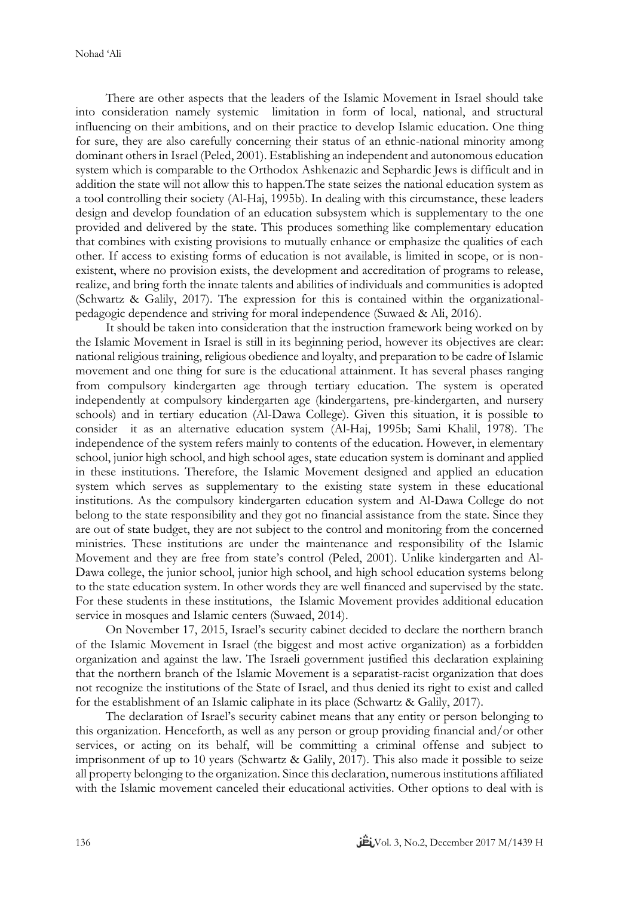There are other aspects that the leaders of the Islamic Movement in Israel should take into consideration namely systemic limitation in form of local, national, and structural influencing on their ambitions, and on their practice to develop Islamic education. One thing for sure, they are also carefully concerning their status of an ethnic-national minority among dominant others in Israel (Peled, 2001). Establishing an independent and autonomous education system which is comparable to the Orthodox Ashkenazic and Sephardic Jews is difficult and in addition the state will not allow this to happen.The state seizes the national education system as a tool controlling their society (Al-Haj, 1995b). In dealing with this circumstance, these leaders design and develop foundation of an education subsystem which is supplementary to the one provided and delivered by the state. This produces something like complementary education that combines with existing provisions to mutually enhance or emphasize the qualities of each other. If access to existing forms of education is not available, is limited in scope, or is non-existent, where no provision exists, the development and accreditation of programs to release, realize, and bring forth the innate talents and abilities of individuals and communities is adopted (Schwartz & Galily, 2017). The expression for this is contained within the organizational-pedagogic dependence and striving for moral independence (Suwaed & Ali, 2016).

It should be taken into consideration that the instruction framework being worked on by the Islamic Movement in Israel is still in its beginning period, however its objectives are clear: national religious training, religious obedience and loyalty, and preparation to be cadre of Islamic movement and one thing for sure is the educational attainment. It has several phases ranging from compulsory kindergarten age through tertiary education. The system is operated independently at compulsory kindergarten age (kindergartens, pre-kindergarten, and nursery schools) and in tertiary education (Al-Dawa College). Given this situation, it is possible to consider it as an alternative education system (Al-Haj, 1995b; Sami Khalil, 1978). The independence of the system refers mainly to contents of the education. However, in elementary school, junior high school, and high school ages, state education system is dominant and applied in these institutions. Therefore, the Islamic Movement designed and applied an education system which serves as supplementary to the existing state system in these educational institutions. As the compulsory kindergarten education system and Al-Dawa College do not belong to the state responsibility and they got no financial assistance from the state. Since they are out of state budget, they are not subject to the control and monitoring from the concerned ministries. These institutions are under the maintenance and responsibility of the Islamic Movement and they are free from state's control (Peled, 2001). Unlike kindergarten and Al-Dawa college, the junior school, junior high school, and high school education systems belong to the state education system. In other words they are well financed and supervised by the state. For these students in these institutions, the Islamic Movement provides additional education service in mosques and Islamic centers (Suwaed, 2014).

On November 17, 2015, Israel's security cabinet decided to declare the northern branch of the Islamic Movement in Israel (the biggest and most active organization) as a forbidden organization and against the law. The Israeli government justified this declaration explaining that the northern branch of the Islamic Movement is a separatist-racist organization that does not recognize the institutions of the State of Israel, and thus denied its right to exist and called for the establishment of an Islamic caliphate in its place (Schwartz & Galily, 2017).

The declaration of Israel's security cabinet means that any entity or person belonging to this organization. Henceforth, as well as any person or group providing financial and/or other services, or acting on its behalf, will be committing a criminal offense and subject to imprisonment of up to 10 years (Schwartz & Galily, 2017). This also made it possible to seize all property belonging to the organization. Since this declaration, numerous institutions affiliated with the Islamic movement canceled their educational activities. Other options to deal with is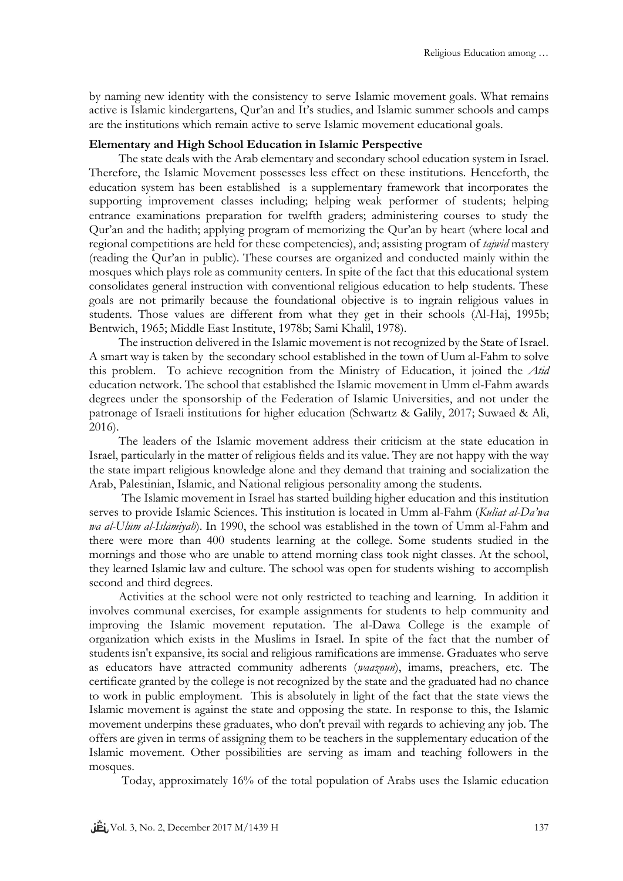by naming new identity with the consistency to serve Islamic movement goals. What remains active is Islamic kindergartens, Qur'an and It's studies, and Islamic summer schools and camps are the institutions which remain active to serve Islamic movement educational goals.

**Elementary and High School Education in Islamic Perspective**

The state deals with the Arab elementary and secondary school education system in Israel. Therefore, the Islamic Movement possesses less effect on these institutions. Henceforth, the education system has been established is a supplementary framework that incorporates the supporting improvement classes including; helping weak performer of students; helping entrance examinations preparation for twelfth graders; administering courses to study the Qur'an and the hadith; applying program of memorizing the Qur'an by heart (where local and regional competitions are held for these competencies), and; assisting program of *tajwid* mastery (reading the Qur'an in public). These courses are organized and conducted mainly within the mosques which plays role as community centers. In spite of the fact that this educational system consolidates general instruction with conventional religious education to help students. These goals are not primarily because the foundational objective is to ingrain religious values in students. Those values are different from what they get in their schools (Al-Haj, 1995b; Bentwich, 1965; Middle East Institute, 1978b; Sami Khalil, 1978).

The instruction delivered in the Islamic movement is not recognized by the State of Israel. A smart way is taken by the secondary school established in the town of Uum al-Fahm to solve this problem. To achieve recognition from the Ministry of Education, it joined the *Atid* education network. The school that established the Islamic movement in Umm el-Fahm awards degrees under the sponsorship of the Federation of Islamic Universities, and not under the patronage of Israeli institutions for higher education (Schwartz & Galily, 2017; Suwaed & Ali, 2016).

The leaders of the Islamic movement address their criticism at the state education in Israel, particularly in the matter of religious fields and its value. They are not happy with the way the state impart religious knowledge alone and they demand that training and socialization the Arab, Palestinian, Islamic, and National religious personality among the students.

The Islamic movement in Israel has started building higher education and this institution serves to provide Islamic Sciences. This institution is located in Umm al-Fahm (*Kuliat al-Da'wa wa al-Ulūm al-Islāmiyah*). In 1990, the school was established in the town of Umm al-Fahm and there were more than 400 students learning at the college. Some students studied in the mornings and those who are unable to attend morning class took night classes. At the school, they learned Islamic law and culture. The school was open for students wishing to accomplish second and third degrees.

Activities at the school were not only restricted to teaching and learning. In addition it involves communal exercises, for example assignments for students to help community and improving the Islamic movement reputation. The al-Dawa College is the example of organization which exists in the Muslims in Israel. In spite of the fact that the number of students isn't expansive, its social and religious ramifications are immense. Graduates who serve as educators have attracted community adherents (*waazoun*), imams, preachers, etc. The certificate granted by the college is not recognized by the state and the graduated had no chance to work in public employment. This is absolutely in light of the fact that the state views the Islamic movement is against the state and opposing the state. In response to this, the Islamic movement underpins these graduates, who don't prevail with regards to achieving any job. The offers are given in terms of assigning them to be teachers in the supplementary education of the Islamic movement. Other possibilities are serving as imam and teaching followers in the mosques.

Today, approximately 16% of the total population of Arabs uses the Islamic education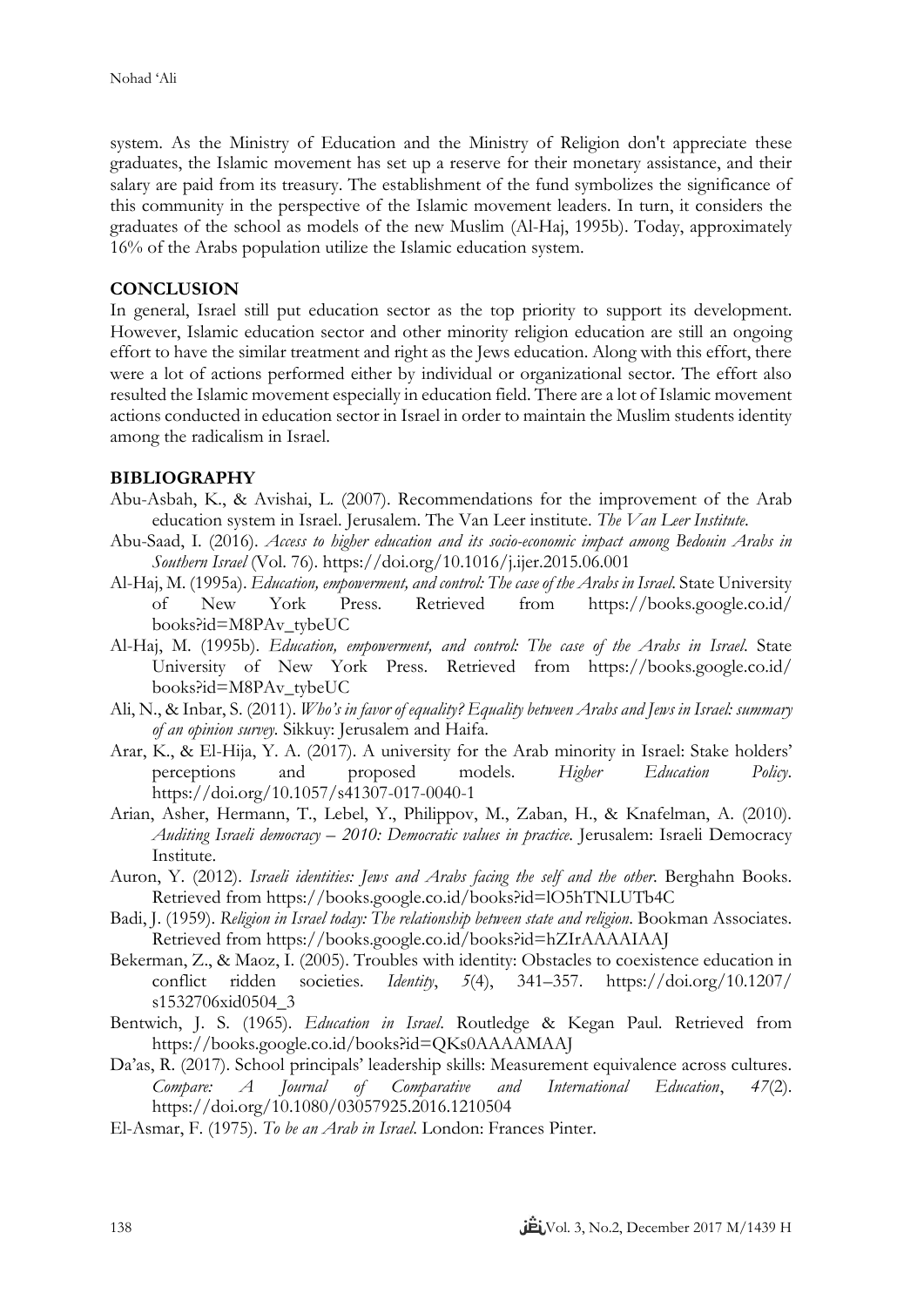system. As the Ministry of Education and the Ministry of Religion don't appreciate these graduates, the Islamic movement has set up a reserve for their monetary assistance, and their salary are paid from its treasury. The establishment of the fund symbolizes the significance of this community in the perspective of the Islamic movement leaders. In turn, it considers the graduates of the school as models of the new Muslim (Al-Haj, 1995b). Today, approximately 16% of the Arabs population utilize the Islamic education system.

## CONCLUSION

In general, Israel still put education sector as the top priority to support its development. However, Islamic education sector and other minority religion education are still an ongoing effort to have the similar treatment and right as the Jews education. Along with this effort, there were a lot of actions performed either by individual or organizational sector. The effort also resulted the Islamic movement especially in education field. There are a lot of Islamic movement actions conducted in education sector in Israel in order to maintain the Muslim students identity among the radicalism in Israel.

## BIBLIOGRAPHY

Abu-Asbah, K., & Avishai, L. (2007). Recommendations for the improvement of the Arab education system in Israel. Jerusalem. The Van Leer institute. *The Van Leer Institute*.

Abu-Saad, I. (2016). *Access to higher education and its socio-economic impact among Bedouin Arabs in Southern Israel* (Vol. 76). https://doi.org/10.1016/j.ijer.2015.06.001

Al-Haj, M. (1995a). *Education, empowerment, and control: The case of the Arabs in Israel*. State University of New York Press. Retrieved from https://books.google.co.id/books?id=M8PAv_tybeUC

Al-Haj, M. (1995b). *Education, empowerment, and control: The case of the Arabs in Israel*. State University of New York Press. Retrieved from https://books.google.co.id/books?id=M8PAv_tybeUC

Ali, N., & Inbar, S. (2011). *Who's in favor of equality? Equality between Arabs and Jews in Israel: summary of an opinion survey*. Sikkuy: Jerusalem and Haifa.

Arar, K., & El-Hija, Y. A. (2017). A university for the Arab minority in Israel: Stake holders' perceptions and proposed models. *Higher Education Policy*. https://doi.org/10.1057/s41307-017-0040-1

Arian, Asher, Hermann, T., Lebel, Y., Philippov, M., Zaban, H., & Knafelman, A. (2010). *Auditing Israeli democracy – 2010: Democratic values in practice*. Jerusalem: Israeli Democracy Institute.

Auron, Y. (2012). *Israeli identities: Jews and Arabs facing the self and the other*. Berghahn Books. Retrieved from https://books.google.co.id/books?id=lO5hTNLUTb4C

Badi, J. (1959). *Religion in Israel today: The relationship between state and religion*. Bookman Associates. Retrieved from https://books.google.co.id/books?id=hZIrAAAAIAAJ

Bekerman, Z., & Maoz, I. (2005). Troubles with identity: Obstacles to coexistence education in conflict ridden societies. *Identity*, *5*(4), 341–357. https://doi.org/10.1207/s1532706xid0504_3

Bentwich, J. S. (1965). *Education in Israel*. Routledge & Kegan Paul. Retrieved from https://books.google.co.id/books?id=QKs0AAAAMAAJ

Da'as, R. (2017). School principals' leadership skills: Measurement equivalence across cultures. *Compare: A Journal of Comparative and International Education*, *47*(2). https://doi.org/10.1080/03057925.2016.1210504

El-Asmar, F. (1975). *To be an Arab in Israel*. London: Frances Pinter.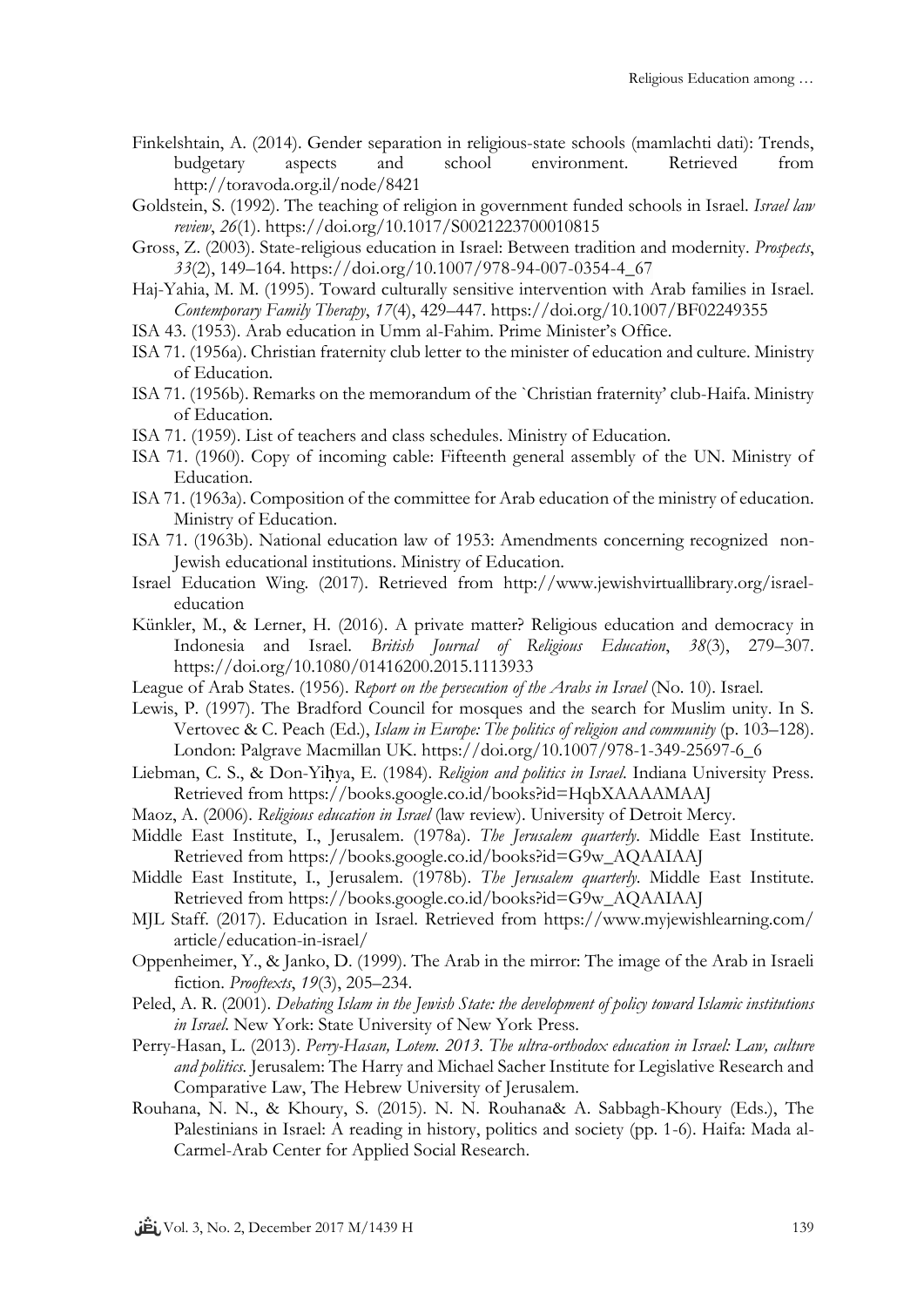Finkelshtain, A. (2014). Gender separation in religious-state schools (mamlachti dati): Trends, budgetary aspects and school environment. Retrieved from http://toravoda.org.il/node/8421

Goldstein, S. (1992). The teaching of religion in government funded schools in Israel. *Israel law review*, *26*(1). https://doi.org/10.1017/S0021223700010815

Gross, Z. (2003). State-religious education in Israel: Between tradition and modernity. *Prospects*, *33*(2), 149–164. https://doi.org/10.1007/978-94-007-0354-4_67

Haj-Yahia, M. M. (1995). Toward culturally sensitive intervention with Arab families in Israel. *Contemporary Family Therapy*, *17*(4), 429–447. https://doi.org/10.1007/BF02249355

ISA 43. (1953). Arab education in Umm al-Fahim. Prime Minister's Office.

ISA 71. (1956a). Christian fraternity club letter to the minister of education and culture. Ministry of Education.

ISA 71. (1956b). Remarks on the memorandum of the `Christian fraternity' club-Haifa. Ministry of Education.

ISA 71. (1959). List of teachers and class schedules. Ministry of Education.

ISA 71. (1960). Copy of incoming cable: Fifteenth general assembly of the UN. Ministry of Education.

ISA 71. (1963a). Composition of the committee for Arab education of the ministry of education. Ministry of Education.

ISA 71. (1963b). National education law of 1953: Amendments concerning recognized non-Jewish educational institutions. Ministry of Education.

Israel Education Wing. (2017). Retrieved from http://www.jewishvirtuallibrary.org/israel-education

Künkler, M., & Lerner, H. (2016). A private matter? Religious education and democracy in Indonesia and Israel. *British Journal of Religious Education*, *38*(3), 279–307. https://doi.org/10.1080/01416200.2015.1113933

League of Arab States. (1956). *Report on the persecution of the Arabs in Israel* (No. 10). Israel.

Lewis, P. (1997). The Bradford Council for mosques and the search for Muslim unity. In S. Vertovec & C. Peach (Ed.), *Islam in Europe: The politics of religion and community* (p. 103–128). London: Palgrave Macmillan UK. https://doi.org/10.1007/978-1-349-25697-6_6

Liebman, C. S., & Don-Yiḥya, E. (1984). *Religion and politics in Israel*. Indiana University Press. Retrieved from https://books.google.co.id/books?id=HqbXAAAAMAAJ

Maoz, A. (2006). *Religious education in Israel* (law review). University of Detroit Mercy.

Middle East Institute, I., Jerusalem. (1978a). *The Jerusalem quarterly*. Middle East Institute. Retrieved from https://books.google.co.id/books?id=G9w_AQAAIAAJ

Middle East Institute, I., Jerusalem. (1978b). *The Jerusalem quarterly*. Middle East Institute. Retrieved from https://books.google.co.id/books?id=G9w_AQAAIAAJ

MJL Staff. (2017). Education in Israel. Retrieved from https://www.myjewishlearning.com/article/education-in-israel/

Oppenheimer, Y., & Janko, D. (1999). The Arab in the mirror: The image of the Arab in Israeli fiction. *Prooftexts*, *19*(3), 205–234.

Peled, A. R. (2001). *Debating Islam in the Jewish State: the development of policy toward Islamic institutions in Israel*. New York: State University of New York Press.

Perry-Hasan, L. (2013). *Perry-Hasan, Lotem. 2013. The ultra-orthodox education in Israel: Law, culture and politics*. Jerusalem: The Harry and Michael Sacher Institute for Legislative Research and Comparative Law, The Hebrew University of Jerusalem.

Rouhana, N. N., & Khoury, S. (2015). N. N. Rouhana& A. Sabbagh-Khoury (Eds.), The Palestinians in Israel: A reading in history, politics and society (pp. 1-6). Haifa: Mada al-Carmel-Arab Center for Applied Social Research.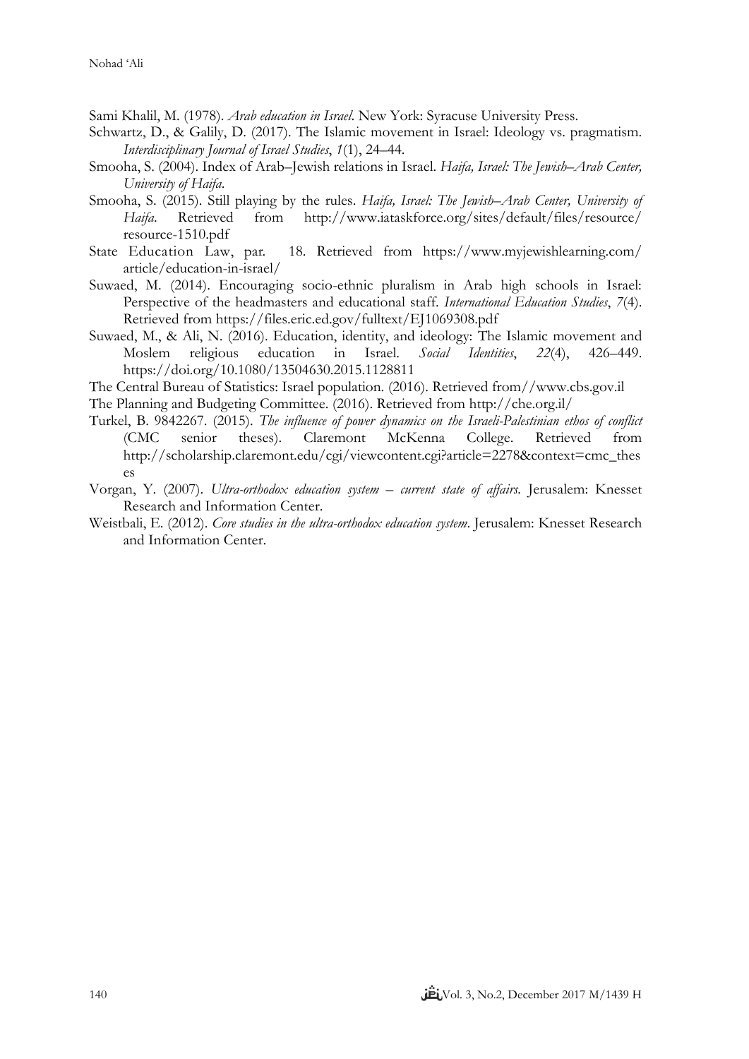Sami Khalil, M. (1978). *Arab education in Israel*. New York: Syracuse University Press.

Schwartz, D., & Galily, D. (2017). The Islamic movement in Israel: Ideology vs. pragmatism. *Interdisciplinary Journal of Israel Studies*, *1*(1), 24–44.

Smooha, S. (2004). Index of Arab–Jewish relations in Israel. *Haifa, Israel: The Jewish–Arab Center, University of Haifa*.

Smooha, S. (2015). Still playing by the rules. *Haifa, Israel: The Jewish–Arab Center, University of Haifa*. Retrieved from http://www.iataskforce.org/sites/default/files/resource/resource-1510.pdf

State Education Law, par. 18. Retrieved from https://www.myjewishlearning.com/article/education-in-israel/

Suwaed, M. (2014). Encouraging socio-ethnic pluralism in Arab high schools in Israel: Perspective of the headmasters and educational staff. *International Education Studies*, *7*(4). Retrieved from https://files.eric.ed.gov/fulltext/EJ1069308.pdf

Suwaed, M., & Ali, N. (2016). Education, identity, and ideology: The Islamic movement and Moslem religious education in Israel. *Social Identities*, *22*(4), 426–449. https://doi.org/10.1080/13504630.2015.1128811

The Central Bureau of Statistics: Israel population. (2016). Retrieved from//www.cbs.gov.il

The Planning and Budgeting Committee. (2016). Retrieved from http://che.org.il/

Turkel, B. 9842267. (2015). *The influence of power dynamics on the Israeli-Palestinian ethos of conflict* (CMC senior theses). Claremont McKenna College. Retrieved from http://scholarship.claremont.edu/cgi/viewcontent.cgi?article=2278&context=cmc_theses

Vorgan, Y. (2007). *Ultra-orthodox education system – current state of affairs*. Jerusalem: Knesset Research and Information Center.

Weistbali, E. (2012). *Core studies in the ultra-orthodox education system*. Jerusalem: Knesset Research and Information Center.